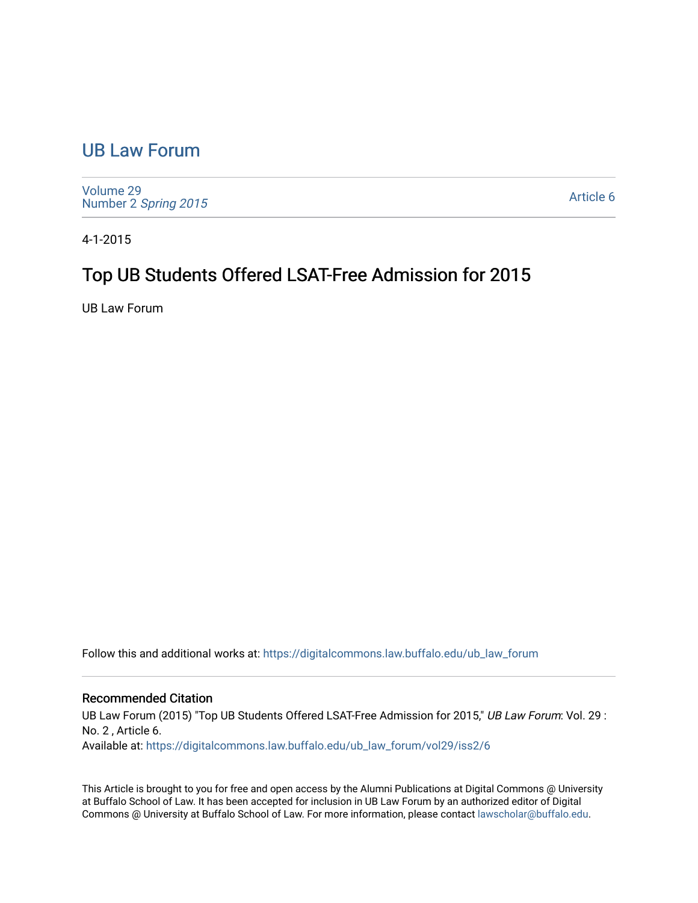# UB Law Forum

Volume 29
Number 2 *Spring 2015*

Article 6

4-1-2015

## Top UB Students Offered LSAT-Free Admission for 2015

UB Law Forum

Follow this and additional works at: https://digitalcommons.law.buffalo.edu/ub_law_forum

### Recommended Citation

UB Law Forum (2015) "Top UB Students Offered LSAT-Free Admission for 2015," *UB Law Forum*: Vol. 29 : No. 2 , Article 6.
Available at: https://digitalcommons.law.buffalo.edu/ub_law_forum/vol29/iss2/6

This Article is brought to you for free and open access by the Alumni Publications at Digital Commons @ University at Buffalo School of Law. It has been accepted for inclusion in UB Law Forum by an authorized editor of Digital Commons @ University at Buffalo School of Law. For more information, please contact lawscholar@buffalo.edu.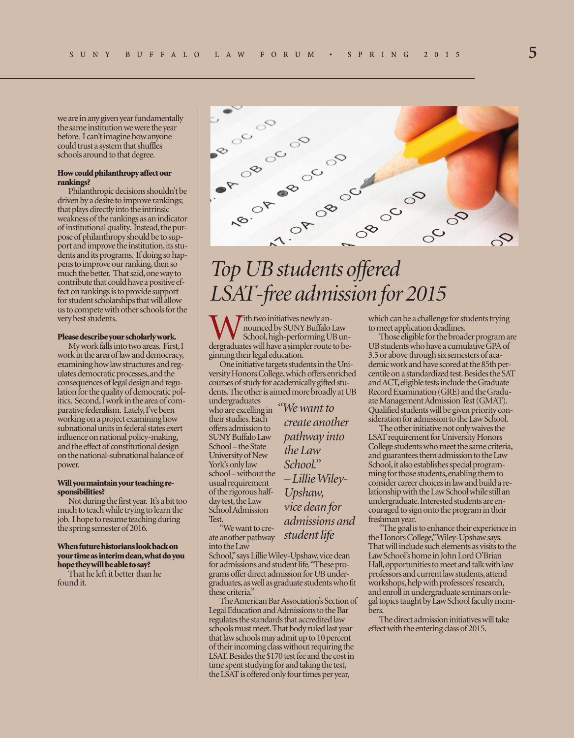we are in any given year fundamentally the same institution we were the year before. I can't imagine how anyone could trust a system that shuffles schools around to that degree.

**How could philanthropy affect our rankings?**

Philanthropic decisions shouldn't be driven by a desire to improve rankings; that plays directly into the intrinsic weakness of the rankings as an indicator of institutional quality. Instead, the purpose of philanthropy should be to support and improve the institution, its students and its programs. If doing so happens to improve our ranking, then so much the better. That said, one way to contribute that could have a positive effect on rankings is to provide support for student scholarships that will allow us to compete with other schools for the very best students.

**Please describe your scholarly work.**

My work falls into two areas. First, I work in the area of law and democracy, examining how law structures and regulates democratic processes, and the consequences of legal design and regulation for the quality of democratic politics. Second, I work in the area of comparative federalism. Lately, I've been working on a project examining how subnational units in federal states exert influence on national policy-making, and the effect of constitutional design on the national-subnational balance of power.

**Will you maintain your teaching responsibilities?**

Not during the first year. It's a bit too much to teach while trying to learn the job. I hope to resume teaching during the spring semester of 2016.

**When future historians look back on your time as interim dean, what do you hope they will be able to say?**

That he left it better than he found it.

# *Top UB students offered LSAT-free admission for 2015*

With two initiatives newly announced by SUNY Buffalo Law School, high-performing UB undergraduates will have a simpler route to beginning their legal education.

One initiative targets students in the University Honors College, which offers enriched courses of study for academically gifted students. The other is aimed more broadly at UB undergraduates who are excelling in their studies. Each offers admission to SUNY Buffalo Law School – the State University of New York's only law school – without the usual requirement of the rigorous half-day test, the Law School Admission Test.

> *"We want to create another pathway into the Law School."*
> *– Lillie Wiley-Upshaw, vice dean for admissions and student life*

"We want to create another pathway into the Law School," says Lillie Wiley-Upshaw, vice dean for admissions and student life. "These programs offer direct admission for UB undergraduates, as well as graduate students who fit these criteria."

The American Bar Association's Section of Legal Education and Admissions to the Bar regulates the standards that accredited law schools must meet. That body ruled last year that law schools may admit up to 10 percent of their incoming class without requiring the LSAT. Besides the $170 test fee and the cost in time spent studying for and taking the test, the LSAT is offered only four times per year, which can be a challenge for students trying to meet application deadlines.

Those eligible for the broader program are UB students who have a cumulative GPA of 3.5 or above through six semesters of academic work and have scored at the 85th percentile on a standardized test. Besides the SAT and ACT, eligible tests include the Graduate Record Examination (GRE) and the Graduate Management Admission Test (GMAT). Qualified students will be given priority consideration for admission to the Law School.

The other initiative not only waives the LSAT requirement for University Honors College students who meet the same criteria, and guarantees them admission to the Law School, it also establishes special programming for those students, enabling them to consider career choices in law and build a relationship with the Law School while still an undergraduate. Interested students are encouraged to sign onto the program in their freshman year.

"The goal is to enhance their experience in the Honors College," Wiley-Upshaw says. That will include such elements as visits to the Law School's home in John Lord O'Brian Hall, opportunities to meet and talk with law professors and current law students, attend workshops, help with professors' research, and enroll in undergraduate seminars on legal topics taught by Law School faculty members.

The direct admission initiatives will take effect with the entering class of 2015.